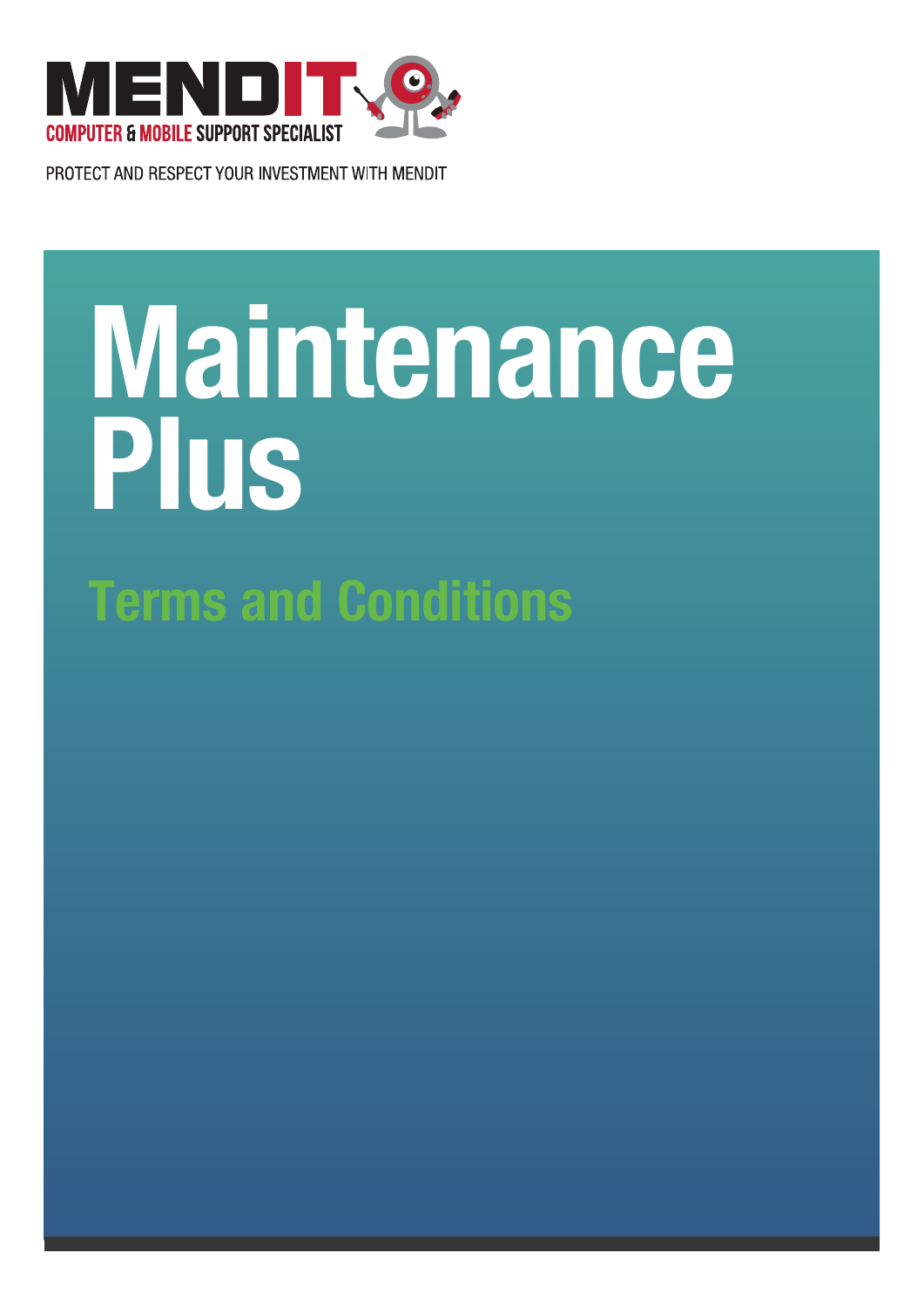MENDIT
COMPUTER & MOBILE SUPPORT SPECIALIST

PROTECT AND RESPECT YOUR INVESTMENT WITH MENDIT

# Maintenance Plus

## Terms and Conditions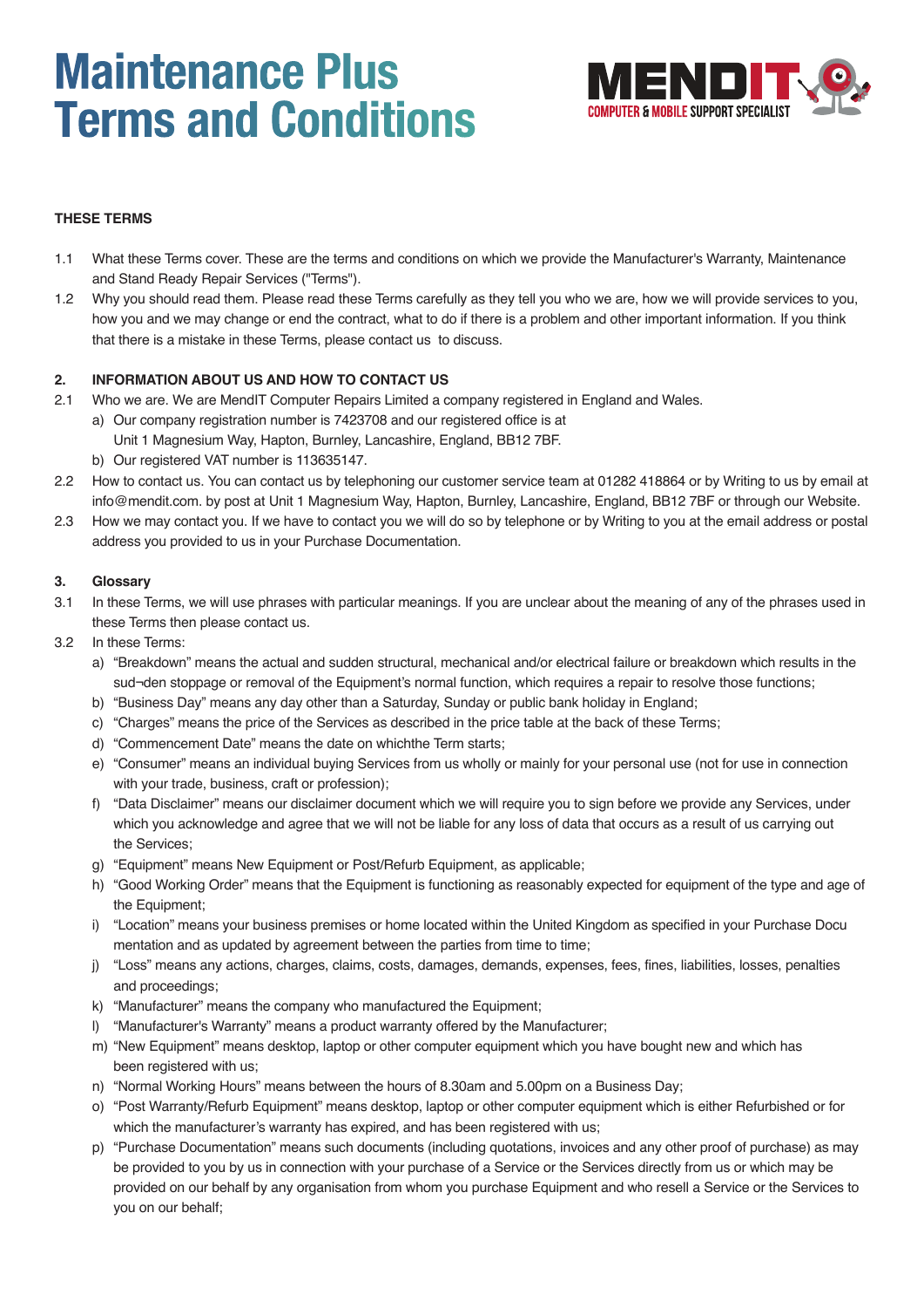# Maintenance Plus Terms and Conditions

MENDIT COMPUTER & MOBILE SUPPORT SPECIALIST

**THESE TERMS**

1.1 What these Terms cover. These are the terms and conditions on which we provide the Manufacturer's Warranty, Maintenance and Stand Ready Repair Services ("Terms").

1.2 Why you should read them. Please read these Terms carefully as they tell you who we are, how we will provide services to you, how you and we may change or end the contract, what to do if there is a problem and other important information. If you think that there is a mistake in these Terms, please contact us to discuss.

**2. INFORMATION ABOUT US AND HOW TO CONTACT US**

2.1 Who we are. We are MendIT Computer Repairs Limited a company registered in England and Wales.

a) Our company registration number is 7423708 and our registered office is at Unit 1 Magnesium Way, Hapton, Burnley, Lancashire, England, BB12 7BF.

b) Our registered VAT number is 113635147.

2.2 How to contact us. You can contact us by telephoning our customer service team at 01282 418864 or by Writing to us by email at info@mendit.com. by post at Unit 1 Magnesium Way, Hapton, Burnley, Lancashire, England, BB12 7BF or through our Website.

2.3 How we may contact you. If we have to contact you we will do so by telephone or by Writing to you at the email address or postal address you provided to us in your Purchase Documentation.

**3. Glossary**

3.1 In these Terms, we will use phrases with particular meanings. If you are unclear about the meaning of any of the phrases used in these Terms then please contact us.

3.2 In these Terms:

a) "Breakdown" means the actual and sudden structural, mechanical and/or electrical failure or breakdown which results in the sud¬den stoppage or removal of the Equipment's normal function, which requires a repair to resolve those functions;

b) "Business Day" means any day other than a Saturday, Sunday or public bank holiday in England;

c) "Charges" means the price of the Services as described in the price table at the back of these Terms;

d) "Commencement Date" means the date on whichthe Term starts;

e) "Consumer" means an individual buying Services from us wholly or mainly for your personal use (not for use in connection with your trade, business, craft or profession);

f) "Data Disclaimer" means our disclaimer document which we will require you to sign before we provide any Services, under which you acknowledge and agree that we will not be liable for any loss of data that occurs as a result of us carrying out the Services;

g) "Equipment" means New Equipment or Post/Refurb Equipment, as applicable;

h) "Good Working Order" means that the Equipment is functioning as reasonably expected for equipment of the type and age of the Equipment;

i) "Location" means your business premises or home located within the United Kingdom as specified in your Purchase Docu mentation and as updated by agreement between the parties from time to time;

j) "Loss" means any actions, charges, claims, costs, damages, demands, expenses, fees, fines, liabilities, losses, penalties and proceedings;

k) "Manufacturer" means the company who manufactured the Equipment;

l) "Manufacturer's Warranty" means a product warranty offered by the Manufacturer;

m) "New Equipment" means desktop, laptop or other computer equipment which you have bought new and which has been registered with us;

n) "Normal Working Hours" means between the hours of 8.30am and 5.00pm on a Business Day;

o) "Post Warranty/Refurb Equipment" means desktop, laptop or other computer equipment which is either Refurbished or for which the manufacturer's warranty has expired, and has been registered with us;

p) "Purchase Documentation" means such documents (including quotations, invoices and any other proof of purchase) as may be provided to you by us in connection with your purchase of a Service or the Services directly from us or which may be provided on our behalf by any organisation from whom you purchase Equipment and who resell a Service or the Services to you on our behalf;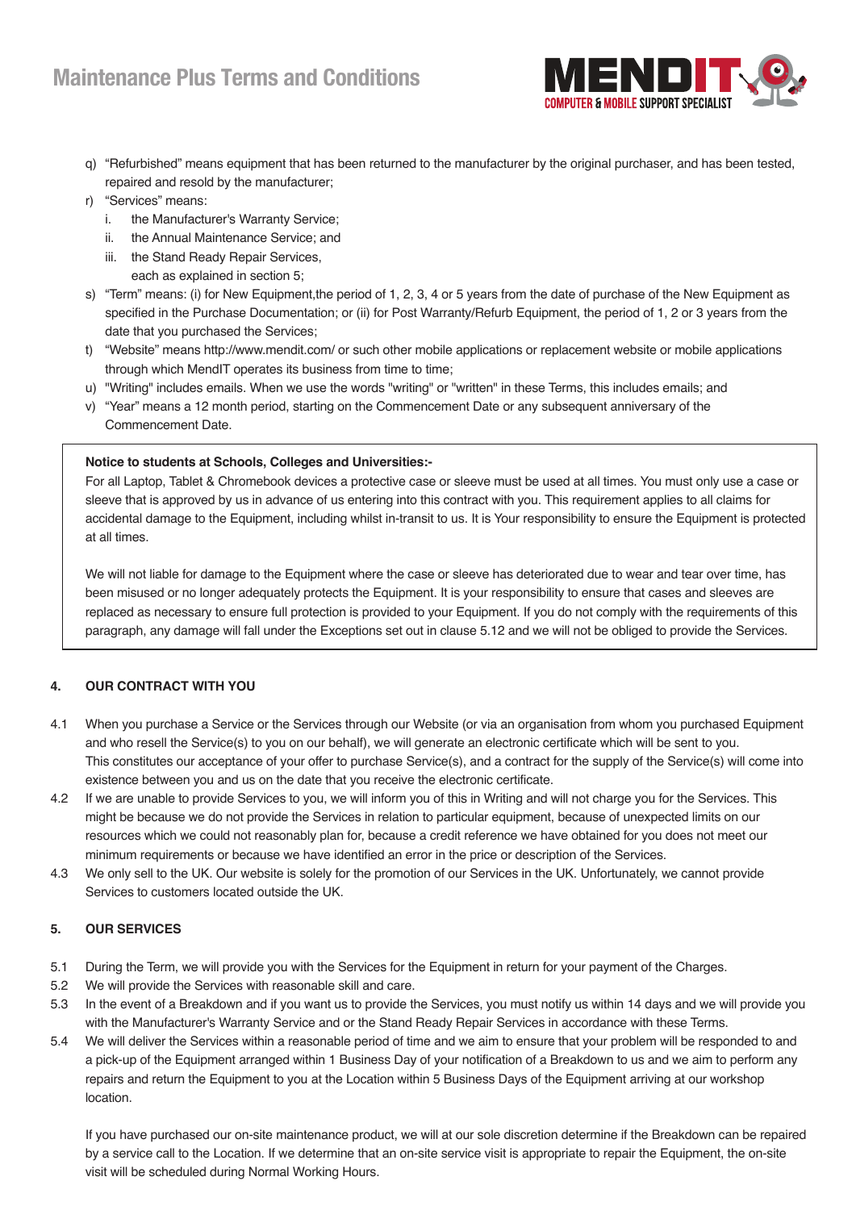q) "Refurbished" means equipment that has been returned to the manufacturer by the original purchaser, and has been tested, repaired and resold by the manufacturer;

r) "Services" means:
   i. the Manufacturer's Warranty Service;
   ii. the Annual Maintenance Service; and
   iii. the Stand Ready Repair Services,

   each as explained in section 5;

s) "Term" means: (i) for New Equipment,the period of 1, 2, 3, 4 or 5 years from the date of purchase of the New Equipment as specified in the Purchase Documentation; or (ii) for Post Warranty/Refurb Equipment, the period of 1, 2 or 3 years from the date that you purchased the Services;

t) "Website" means http://www.mendit.com/ or such other mobile applications or replacement website or mobile applications through which MendIT operates its business from time to time;

u) "Writing" includes emails. When we use the words "writing" or "written" in these Terms, this includes emails; and

v) "Year" means a 12 month period, starting on the Commencement Date or any subsequent anniversary of the Commencement Date.

> **Notice to students at Schools, Colleges and Universities:-**
>
> For all Laptop, Tablet & Chromebook devices a protective case or sleeve must be used at all times. You must only use a case or sleeve that is approved by us in advance of us entering into this contract with you. This requirement applies to all claims for accidental damage to the Equipment, including whilst in-transit to us. It is Your responsibility to ensure the Equipment is protected at all times.
>
> We will not liable for damage to the Equipment where the case or sleeve has deteriorated due to wear and tear over time, has been misused or no longer adequately protects the Equipment. It is your responsibility to ensure that cases and sleeves are replaced as necessary to ensure full protection is provided to your Equipment. If you do not comply with the requirements of this paragraph, any damage will fall under the Exceptions set out in clause 5.12 and we will not be obliged to provide the Services.

## 4. OUR CONTRACT WITH YOU

4.1 When you purchase a Service or the Services through our Website (or via an organisation from whom you purchased Equipment and who resell the Service(s) to you on our behalf), we will generate an electronic certificate which will be sent to you. This constitutes our acceptance of your offer to purchase Service(s), and a contract for the supply of the Service(s) will come into existence between you and us on the date that you receive the electronic certificate.

4.2 If we are unable to provide Services to you, we will inform you of this in Writing and will not charge you for the Services. This might be because we do not provide the Services in relation to particular equipment, because of unexpected limits on our resources which we could not reasonably plan for, because a credit reference we have obtained for you does not meet our minimum requirements or because we have identified an error in the price or description of the Services.

4.3 We only sell to the UK. Our website is solely for the promotion of our Services in the UK. Unfortunately, we cannot provide Services to customers located outside the UK.

## 5. OUR SERVICES

5.1 During the Term, we will provide you with the Services for the Equipment in return for your payment of the Charges.

5.2 We will provide the Services with reasonable skill and care.

5.3 In the event of a Breakdown and if you want us to provide the Services, you must notify us within 14 days and we will provide you with the Manufacturer's Warranty Service and or the Stand Ready Repair Services in accordance with these Terms.

5.4 We will deliver the Services within a reasonable period of time and we aim to ensure that your problem will be responded to and a pick-up of the Equipment arranged within 1 Business Day of your notification of a Breakdown to us and we aim to perform any repairs and return the Equipment to you at the Location within 5 Business Days of the Equipment arriving at our workshop location.

If you have purchased our on-site maintenance product, we will at our sole discretion determine if the Breakdown can be repaired by a service call to the Location. If we determine that an on-site service visit is appropriate to repair the Equipment, the on-site visit will be scheduled during Normal Working Hours.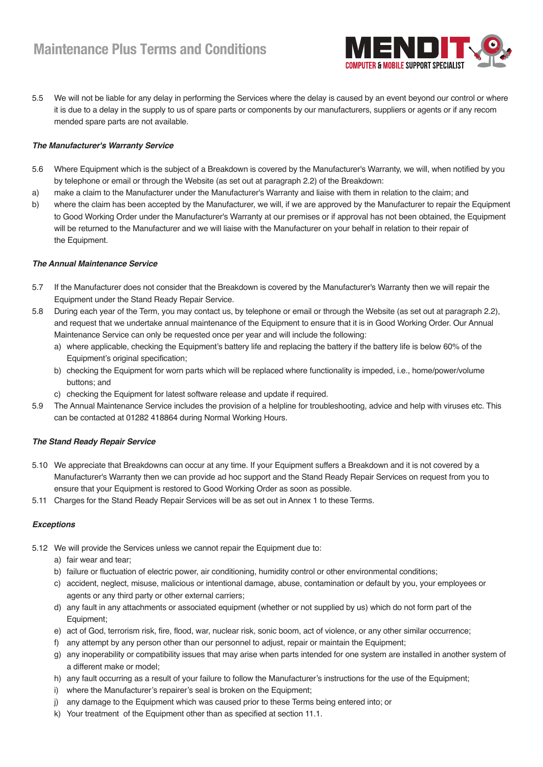5.5 We will not be liable for any delay in performing the Services where the delay is caused by an event beyond our control or where it is due to a delay in the supply to us of spare parts or components by our manufacturers, suppliers or agents or if any recom mended spare parts are not available.

***The Manufacturer's Warranty Service***

5.6 Where Equipment which is the subject of a Breakdown is covered by the Manufacturer's Warranty, we will, when notified by you by telephone or email or through the Website (as set out at paragraph 2.2) of the Breakdown:

a) make a claim to the Manufacturer under the Manufacturer's Warranty and liaise with them in relation to the claim; and

b) where the claim has been accepted by the Manufacturer, we will, if we are approved by the Manufacturer to repair the Equipment to Good Working Order under the Manufacturer's Warranty at our premises or if approval has not been obtained, the Equipment will be returned to the Manufacturer and we will liaise with the Manufacturer on your behalf in relation to their repair of the Equipment.

***The Annual Maintenance Service***

5.7 If the Manufacturer does not consider that the Breakdown is covered by the Manufacturer's Warranty then we will repair the Equipment under the Stand Ready Repair Service.

5.8 During each year of the Term, you may contact us, by telephone or email or through the Website (as set out at paragraph 2.2), and request that we undertake annual maintenance of the Equipment to ensure that it is in Good Working Order. Our Annual Maintenance Service can only be requested once per year and will include the following:

   a) where applicable, checking the Equipment's battery life and replacing the battery if the battery life is below 60% of the Equipment's original specification;
   b) checking the Equipment for worn parts which will be replaced where functionality is impeded, i.e., home/power/volume buttons; and
   c) checking the Equipment for latest software release and update if required.

5.9 The Annual Maintenance Service includes the provision of a helpline for troubleshooting, advice and help with viruses etc. This can be contacted at 01282 418864 during Normal Working Hours.

***The Stand Ready Repair Service***

5.10 We appreciate that Breakdowns can occur at any time. If your Equipment suffers a Breakdown and it is not covered by a Manufacturer's Warranty then we can provide ad hoc support and the Stand Ready Repair Services on request from you to ensure that your Equipment is restored to Good Working Order as soon as possible.

5.11 Charges for the Stand Ready Repair Services will be as set out in Annex 1 to these Terms.

***Exceptions***

5.12 We will provide the Services unless we cannot repair the Equipment due to:

   a) fair wear and tear;
   b) failure or fluctuation of electric power, air conditioning, humidity control or other environmental conditions;
   c) accident, neglect, misuse, malicious or intentional damage, abuse, contamination or default by you, your employees or agents or any third party or other external carriers;
   d) any fault in any attachments or associated equipment (whether or not supplied by us) which do not form part of the Equipment;
   e) act of God, terrorism risk, fire, flood, war, nuclear risk, sonic boom, act of violence, or any other similar occurrence;
   f) any attempt by any person other than our personnel to adjust, repair or maintain the Equipment;
   g) any inoperability or compatibility issues that may arise when parts intended for one system are installed in another system of a different make or model;
   h) any fault occurring as a result of your failure to follow the Manufacturer's instructions for the use of the Equipment;
   i) where the Manufacturer's repairer's seal is broken on the Equipment;
   j) any damage to the Equipment which was caused prior to these Terms being entered into; or
   k) Your treatment of the Equipment other than as specified at section 11.1.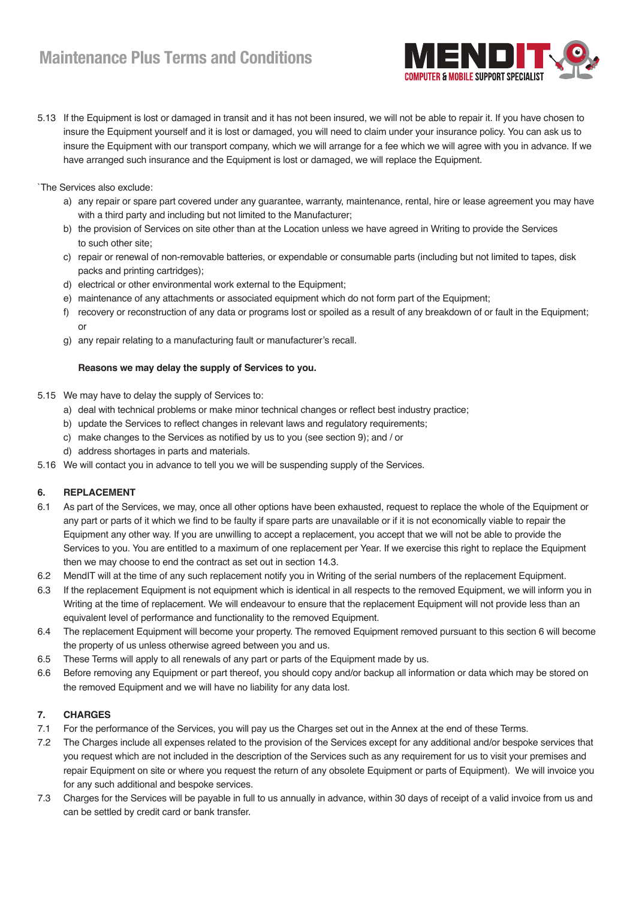5.13 If the Equipment is lost or damaged in transit and it has not been insured, we will not be able to repair it. If you have chosen to insure the Equipment yourself and it is lost or damaged, you will need to claim under your insurance policy. You can ask us to insure the Equipment with our transport company, which we will arrange for a fee which we will agree with you in advance. If we have arranged such insurance and the Equipment is lost or damaged, we will replace the Equipment.

`The Services also exclude:

a) any repair or spare part covered under any guarantee, warranty, maintenance, rental, hire or lease agreement you may have with a third party and including but not limited to the Manufacturer;
b) the provision of Services on site other than at the Location unless we have agreed in Writing to provide the Services to such other site;
c) repair or renewal of non-removable batteries, or expendable or consumable parts (including but not limited to tapes, disk packs and printing cartridges);
d) electrical or other environmental work external to the Equipment;
e) maintenance of any attachments or associated equipment which do not form part of the Equipment;
f) recovery or reconstruction of any data or programs lost or spoiled as a result of any breakdown of or fault in the Equipment; or
g) any repair relating to a manufacturing fault or manufacturer's recall.

**Reasons we may delay the supply of Services to you.**

5.15 We may have to delay the supply of Services to:

a) deal with technical problems or make minor technical changes or reflect best industry practice;
b) update the Services to reflect changes in relevant laws and regulatory requirements;
c) make changes to the Services as notified by us to you (see section 9); and / or
d) address shortages in parts and materials.

5.16 We will contact you in advance to tell you we will be suspending supply of the Services.

## 6. REPLACEMENT

6.1 As part of the Services, we may, once all other options have been exhausted, request to replace the whole of the Equipment or any part or parts of it which we find to be faulty if spare parts are unavailable or if it is not economically viable to repair the Equipment any other way. If you are unwilling to accept a replacement, you accept that we will not be able to provide the Services to you. You are entitled to a maximum of one replacement per Year. If we exercise this right to replace the Equipment then we may choose to end the contract as set out in section 14.3.

6.2 MendIT will at the time of any such replacement notify you in Writing of the serial numbers of the replacement Equipment.

6.3 If the replacement Equipment is not equipment which is identical in all respects to the removed Equipment, we will inform you in Writing at the time of replacement. We will endeavour to ensure that the replacement Equipment will not provide less than an equivalent level of performance and functionality to the removed Equipment.

6.4 The replacement Equipment will become your property. The removed Equipment removed pursuant to this section 6 will become the property of us unless otherwise agreed between you and us.

6.5 These Terms will apply to all renewals of any part or parts of the Equipment made by us.

6.6 Before removing any Equipment or part thereof, you should copy and/or backup all information or data which may be stored on the removed Equipment and we will have no liability for any data lost.

## 7. CHARGES

7.1 For the performance of the Services, you will pay us the Charges set out in the Annex at the end of these Terms.

7.2 The Charges include all expenses related to the provision of the Services except for any additional and/or bespoke services that you request which are not included in the description of the Services such as any requirement for us to visit your premises and repair Equipment on site or where you request the return of any obsolete Equipment or parts of Equipment). We will invoice you for any such additional and bespoke services.

7.3 Charges for the Services will be payable in full to us annually in advance, within 30 days of receipt of a valid invoice from us and can be settled by credit card or bank transfer.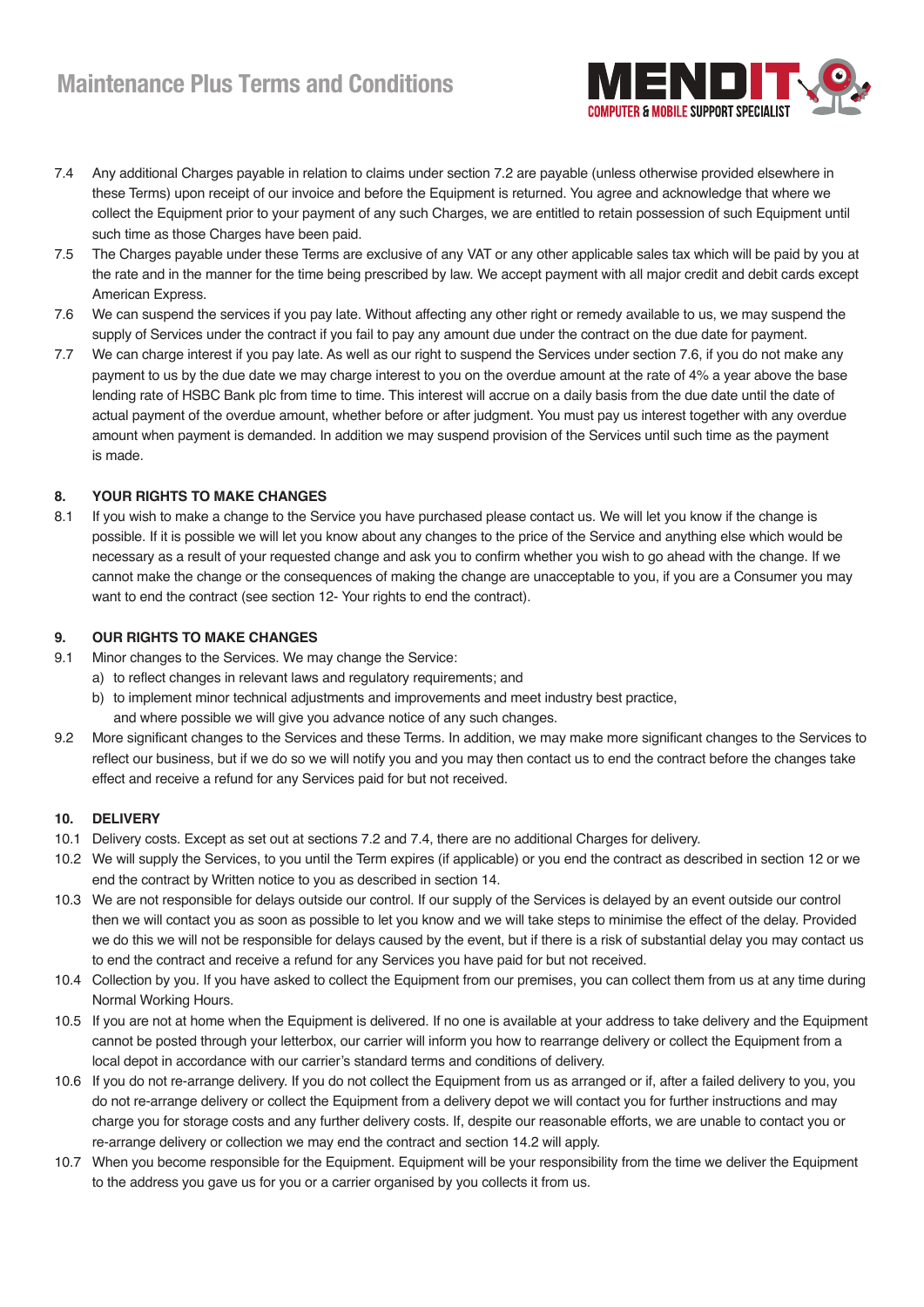7.4 Any additional Charges payable in relation to claims under section 7.2 are payable (unless otherwise provided elsewhere in these Terms) upon receipt of our invoice and before the Equipment is returned. You agree and acknowledge that where we collect the Equipment prior to your payment of any such Charges, we are entitled to retain possession of such Equipment until such time as those Charges have been paid.

7.5 The Charges payable under these Terms are exclusive of any VAT or any other applicable sales tax which will be paid by you at the rate and in the manner for the time being prescribed by law. We accept payment with all major credit and debit cards except American Express.

7.6 We can suspend the services if you pay late. Without affecting any other right or remedy available to us, we may suspend the supply of Services under the contract if you fail to pay any amount due under the contract on the due date for payment.

7.7 We can charge interest if you pay late. As well as our right to suspend the Services under section 7.6, if you do not make any payment to us by the due date we may charge interest to you on the overdue amount at the rate of 4% a year above the base lending rate of HSBC Bank plc from time to time. This interest will accrue on a daily basis from the due date until the date of actual payment of the overdue amount, whether before or after judgment. You must pay us interest together with any overdue amount when payment is demanded. In addition we may suspend provision of the Services until such time as the payment is made.

**8. YOUR RIGHTS TO MAKE CHANGES**

8.1 If you wish to make a change to the Service you have purchased please contact us. We will let you know if the change is possible. If it is possible we will let you know about any changes to the price of the Service and anything else which would be necessary as a result of your requested change and ask you to confirm whether you wish to go ahead with the change. If we cannot make the change or the consequences of making the change are unacceptable to you, if you are a Consumer you may want to end the contract (see section 12- Your rights to end the contract).

**9. OUR RIGHTS TO MAKE CHANGES**

9.1 Minor changes to the Services. We may change the Service:

a) to reflect changes in relevant laws and regulatory requirements; and

b) to implement minor technical adjustments and improvements and meet industry best practice,

and where possible we will give you advance notice of any such changes.

9.2 More significant changes to the Services and these Terms. In addition, we may make more significant changes to the Services to reflect our business, but if we do so we will notify you and you may then contact us to end the contract before the changes take effect and receive a refund for any Services paid for but not received.

**10. DELIVERY**

10.1 Delivery costs. Except as set out at sections 7.2 and 7.4, there are no additional Charges for delivery.

10.2 We will supply the Services, to you until the Term expires (if applicable) or you end the contract as described in section 12 or we end the contract by Written notice to you as described in section 14.

10.3 We are not responsible for delays outside our control. If our supply of the Services is delayed by an event outside our control then we will contact you as soon as possible to let you know and we will take steps to minimise the effect of the delay. Provided we do this we will not be responsible for delays caused by the event, but if there is a risk of substantial delay you may contact us to end the contract and receive a refund for any Services you have paid for but not received.

10.4 Collection by you. If you have asked to collect the Equipment from our premises, you can collect them from us at any time during Normal Working Hours.

10.5 If you are not at home when the Equipment is delivered. If no one is available at your address to take delivery and the Equipment cannot be posted through your letterbox, our carrier will inform you how to rearrange delivery or collect the Equipment from a local depot in accordance with our carrier's standard terms and conditions of delivery.

10.6 If you do not re-arrange delivery. If you do not collect the Equipment from us as arranged or if, after a failed delivery to you, you do not re-arrange delivery or collect the Equipment from a delivery depot we will contact you for further instructions and may charge you for storage costs and any further delivery costs. If, despite our reasonable efforts, we are unable to contact you or re-arrange delivery or collection we may end the contract and section 14.2 will apply.

10.7 When you become responsible for the Equipment. Equipment will be your responsibility from the time we deliver the Equipment to the address you gave us for you or a carrier organised by you collects it from us.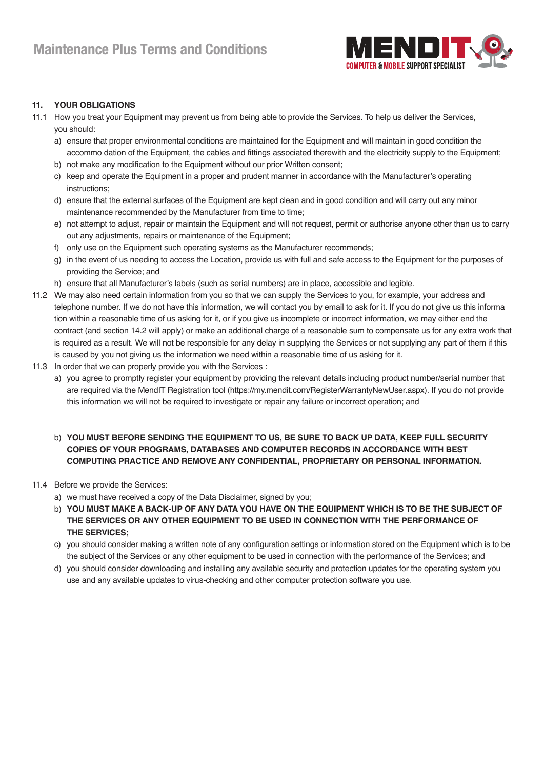**11. YOUR OBLIGATIONS**

11.1 How you treat your Equipment may prevent us from being able to provide the Services. To help us deliver the Services, you should:

a) ensure that proper environmental conditions are maintained for the Equipment and will maintain in good condition the accommo dation of the Equipment, the cables and fittings associated therewith and the electricity supply to the Equipment;

b) not make any modification to the Equipment without our prior Written consent;

c) keep and operate the Equipment in a proper and prudent manner in accordance with the Manufacturer's operating instructions;

d) ensure that the external surfaces of the Equipment are kept clean and in good condition and will carry out any minor maintenance recommended by the Manufacturer from time to time;

e) not attempt to adjust, repair or maintain the Equipment and will not request, permit or authorise anyone other than us to carry out any adjustments, repairs or maintenance of the Equipment;

f) only use on the Equipment such operating systems as the Manufacturer recommends;

g) in the event of us needing to access the Location, provide us with full and safe access to the Equipment for the purposes of providing the Service; and

h) ensure that all Manufacturer's labels (such as serial numbers) are in place, accessible and legible.

11.2 We may also need certain information from you so that we can supply the Services to you, for example, your address and telephone number. If we do not have this information, we will contact you by email to ask for it. If you do not give us this informa tion within a reasonable time of us asking for it, or if you give us incomplete or incorrect information, we may either end the contract (and section 14.2 will apply) or make an additional charge of a reasonable sum to compensate us for any extra work that is required as a result. We will not be responsible for any delay in supplying the Services or not supplying any part of them if this is caused by you not giving us the information we need within a reasonable time of us asking for it.

11.3 In order that we can properly provide you with the Services :

a) you agree to promptly register your equipment by providing the relevant details including product number/serial number that are required via the MendIT Registration tool (https://my.mendit.com/RegisterWarrantyNewUser.aspx). If you do not provide this information we will not be required to investigate or repair any failure or incorrect operation; and

b) **YOU MUST BEFORE SENDING THE EQUIPMENT TO US, BE SURE TO BACK UP DATA, KEEP FULL SECURITY COPIES OF YOUR PROGRAMS, DATABASES AND COMPUTER RECORDS IN ACCORDANCE WITH BEST COMPUTING PRACTICE AND REMOVE ANY CONFIDENTIAL, PROPRIETARY OR PERSONAL INFORMATION.**

11.4 Before we provide the Services:

a) we must have received a copy of the Data Disclaimer, signed by you;

b) **YOU MUST MAKE A BACK-UP OF ANY DATA YOU HAVE ON THE EQUIPMENT WHICH IS TO BE THE SUBJECT OF THE SERVICES OR ANY OTHER EQUIPMENT TO BE USED IN CONNECTION WITH THE PERFORMANCE OF THE SERVICES;**

c) you should consider making a written note of any configuration settings or information stored on the Equipment which is to be the subject of the Services or any other equipment to be used in connection with the performance of the Services; and

d) you should consider downloading and installing any available security and protection updates for the operating system you use and any available updates to virus-checking and other computer protection software you use.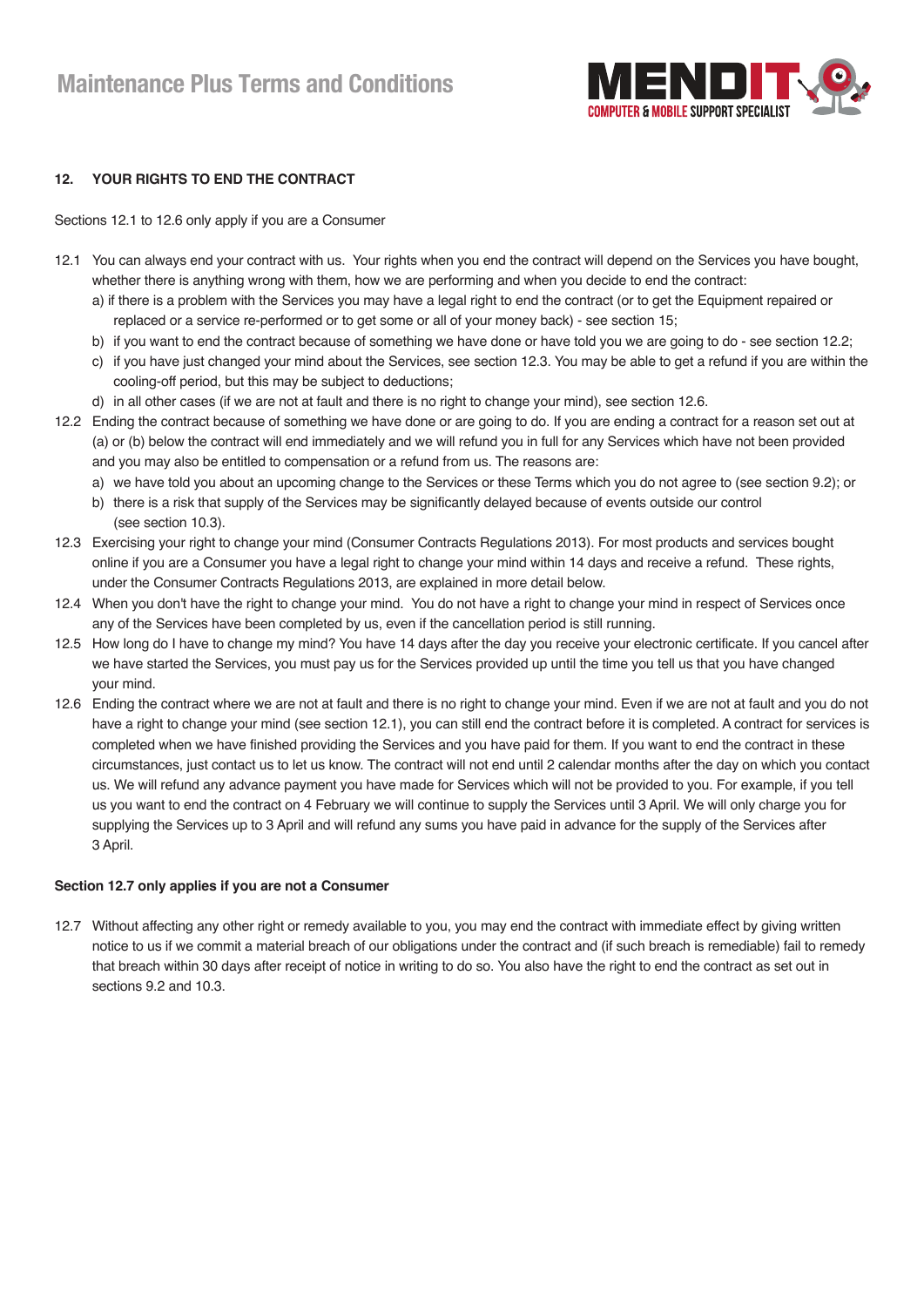## 12. YOUR RIGHTS TO END THE CONTRACT

Sections 12.1 to 12.6 only apply if you are a Consumer

12.1 You can always end your contract with us. Your rights when you end the contract will depend on the Services you have bought, whether there is anything wrong with them, how we are performing and when you decide to end the contract:

a) if there is a problem with the Services you may have a legal right to end the contract (or to get the Equipment repaired or replaced or a service re-performed or to get some or all of your money back) - see section 15;

b) if you want to end the contract because of something we have done or have told you we are going to do - see section 12.2;

c) if you have just changed your mind about the Services, see section 12.3. You may be able to get a refund if you are within the cooling-off period, but this may be subject to deductions;

d) in all other cases (if we are not at fault and there is no right to change your mind), see section 12.6.

12.2 Ending the contract because of something we have done or are going to do. If you are ending a contract for a reason set out at (a) or (b) below the contract will end immediately and we will refund you in full for any Services which have not been provided and you may also be entitled to compensation or a refund from us. The reasons are:

a) we have told you about an upcoming change to the Services or these Terms which you do not agree to (see section 9.2); or

b) there is a risk that supply of the Services may be significantly delayed because of events outside our control (see section 10.3).

12.3 Exercising your right to change your mind (Consumer Contracts Regulations 2013). For most products and services bought online if you are a Consumer you have a legal right to change your mind within 14 days and receive a refund. These rights, under the Consumer Contracts Regulations 2013, are explained in more detail below.

12.4 When you don't have the right to change your mind. You do not have a right to change your mind in respect of Services once any of the Services have been completed by us, even if the cancellation period is still running.

12.5 How long do I have to change my mind? You have 14 days after the day you receive your electronic certificate. If you cancel after we have started the Services, you must pay us for the Services provided up until the time you tell us that you have changed your mind.

12.6 Ending the contract where we are not at fault and there is no right to change your mind. Even if we are not at fault and you do not have a right to change your mind (see section 12.1), you can still end the contract before it is completed. A contract for services is completed when we have finished providing the Services and you have paid for them. If you want to end the contract in these circumstances, just contact us to let us know. The contract will not end until 2 calendar months after the day on which you contact us. We will refund any advance payment you have made for Services which will not be provided to you. For example, if you tell us you want to end the contract on 4 February we will continue to supply the Services until 3 April. We will only charge you for supplying the Services up to 3 April and will refund any sums you have paid in advance for the supply of the Services after 3 April.

**Section 12.7 only applies if you are not a Consumer**

12.7 Without affecting any other right or remedy available to you, you may end the contract with immediate effect by giving written notice to us if we commit a material breach of our obligations under the contract and (if such breach is remediable) fail to remedy that breach within 30 days after receipt of notice in writing to do so. You also have the right to end the contract as set out in sections 9.2 and 10.3.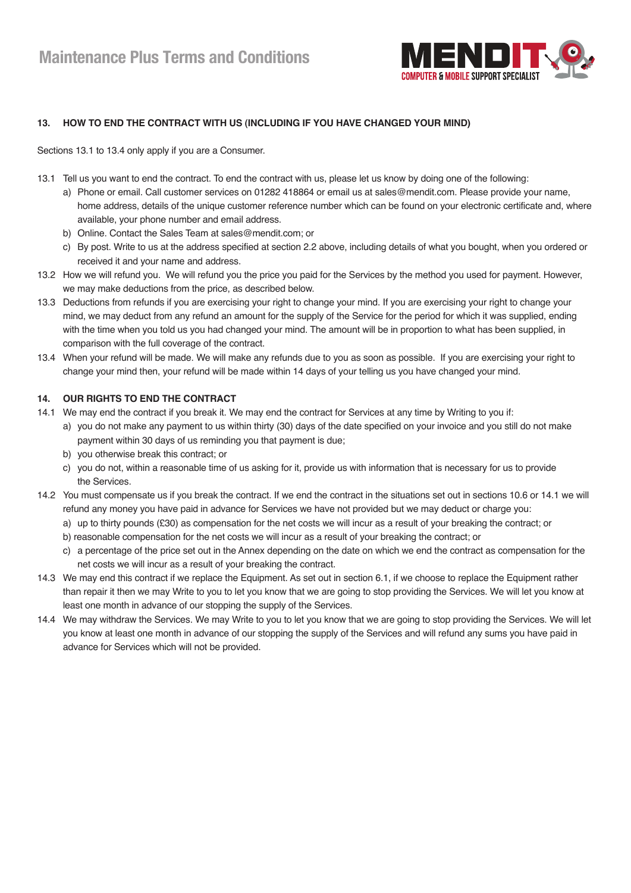## 13. HOW TO END THE CONTRACT WITH US (INCLUDING IF YOU HAVE CHANGED YOUR MIND)

Sections 13.1 to 13.4 only apply if you are a Consumer.

13.1 Tell us you want to end the contract. To end the contract with us, please let us know by doing one of the following:

a) Phone or email. Call customer services on 01282 418864 or email us at sales@mendit.com. Please provide your name, home address, details of the unique customer reference number which can be found on your electronic certificate and, where available, your phone number and email address.

b) Online. Contact the Sales Team at sales@mendit.com; or

c) By post. Write to us at the address specified at section 2.2 above, including details of what you bought, when you ordered or received it and your name and address.

13.2 How we will refund you. We will refund you the price you paid for the Services by the method you used for payment. However, we may make deductions from the price, as described below.

13.3 Deductions from refunds if you are exercising your right to change your mind. If you are exercising your right to change your mind, we may deduct from any refund an amount for the supply of the Service for the period for which it was supplied, ending with the time when you told us you had changed your mind. The amount will be in proportion to what has been supplied, in comparison with the full coverage of the contract.

13.4 When your refund will be made. We will make any refunds due to you as soon as possible. If you are exercising your right to change your mind then, your refund will be made within 14 days of your telling us you have changed your mind.

## 14. OUR RIGHTS TO END THE CONTRACT

14.1 We may end the contract if you break it. We may end the contract for Services at any time by Writing to you if:

a) you do not make any payment to us within thirty (30) days of the date specified on your invoice and you still do not make payment within 30 days of us reminding you that payment is due;

b) you otherwise break this contract; or

c) you do not, within a reasonable time of us asking for it, provide us with information that is necessary for us to provide the Services.

14.2 You must compensate us if you break the contract. If we end the contract in the situations set out in sections 10.6 or 14.1 we will refund any money you have paid in advance for Services we have not provided but we may deduct or charge you:

a) up to thirty pounds (£30) as compensation for the net costs we will incur as a result of your breaking the contract; or

b) reasonable compensation for the net costs we will incur as a result of your breaking the contract; or

c) a percentage of the price set out in the Annex depending on the date on which we end the contract as compensation for the net costs we will incur as a result of your breaking the contract.

14.3 We may end this contract if we replace the Equipment. As set out in section 6.1, if we choose to replace the Equipment rather than repair it then we may Write to you to let you know that we are going to stop providing the Services. We will let you know at least one month in advance of our stopping the supply of the Services.

14.4 We may withdraw the Services. We may Write to you to let you know that we are going to stop providing the Services. We will let you know at least one month in advance of our stopping the supply of the Services and will refund any sums you have paid in advance for Services which will not be provided.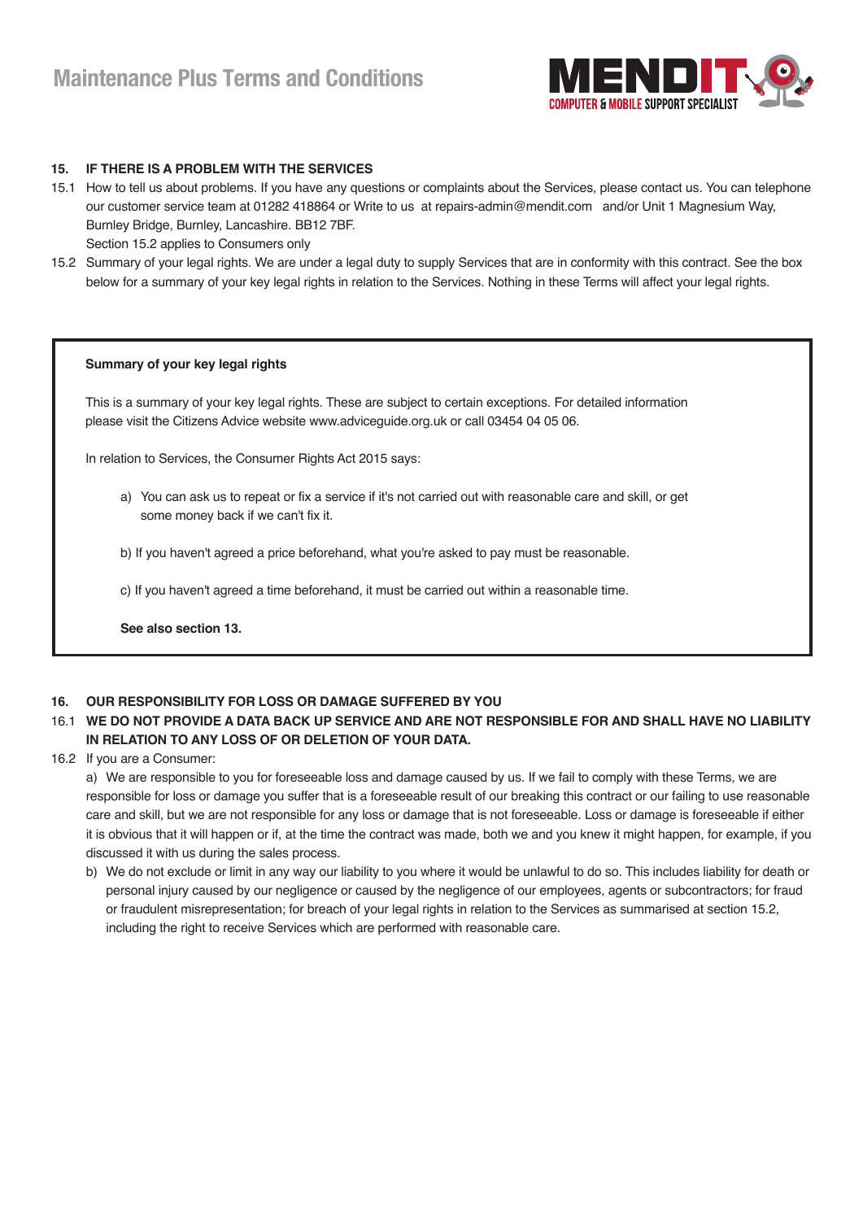**15. IF THERE IS A PROBLEM WITH THE SERVICES**

15.1 How to tell us about problems. If you have any questions or complaints about the Services, please contact us. You can telephone our customer service team at 01282 418864 or Write to us at repairs-admin@mendit.com and/or Unit 1 Magnesium Way, Burnley Bridge, Burnley, Lancashire. BB12 7BF.

Section 15.2 applies to Consumers only

15.2 Summary of your legal rights. We are under a legal duty to supply Services that are in conformity with this contract. See the box below for a summary of your key legal rights in relation to the Services. Nothing in these Terms will affect your legal rights.

> **Summary of your key legal rights**
>
> This is a summary of your key legal rights. These are subject to certain exceptions. For detailed information please visit the Citizens Advice website www.adviceguide.org.uk or call 03454 04 05 06.
>
> In relation to Services, the Consumer Rights Act 2015 says:
>
> a) You can ask us to repeat or fix a service if it's not carried out with reasonable care and skill, or get some money back if we can't fix it.
>
> b) If you haven't agreed a price beforehand, what you're asked to pay must be reasonable.
>
> c) If you haven't agreed a time beforehand, it must be carried out within a reasonable time.
>
> **See also section 13.**

**16. OUR RESPONSIBILITY FOR LOSS OR DAMAGE SUFFERED BY YOU**

16.1 **WE DO NOT PROVIDE A DATA BACK UP SERVICE AND ARE NOT RESPONSIBLE FOR AND SHALL HAVE NO LIABILITY IN RELATION TO ANY LOSS OF OR DELETION OF YOUR DATA.**

16.2 If you are a Consumer:

a) We are responsible to you for foreseeable loss and damage caused by us. If we fail to comply with these Terms, we are responsible for loss or damage you suffer that is a foreseeable result of our breaking this contract or our failing to use reasonable care and skill, but we are not responsible for any loss or damage that is not foreseeable. Loss or damage is foreseeable if either it is obvious that it will happen or if, at the time the contract was made, both we and you knew it might happen, for example, if you discussed it with us during the sales process.

b) We do not exclude or limit in any way our liability to you where it would be unlawful to do so. This includes liability for death or personal injury caused by our negligence or caused by the negligence of our employees, agents or subcontractors; for fraud or fraudulent misrepresentation; for breach of your legal rights in relation to the Services as summarised at section 15.2, including the right to receive Services which are performed with reasonable care.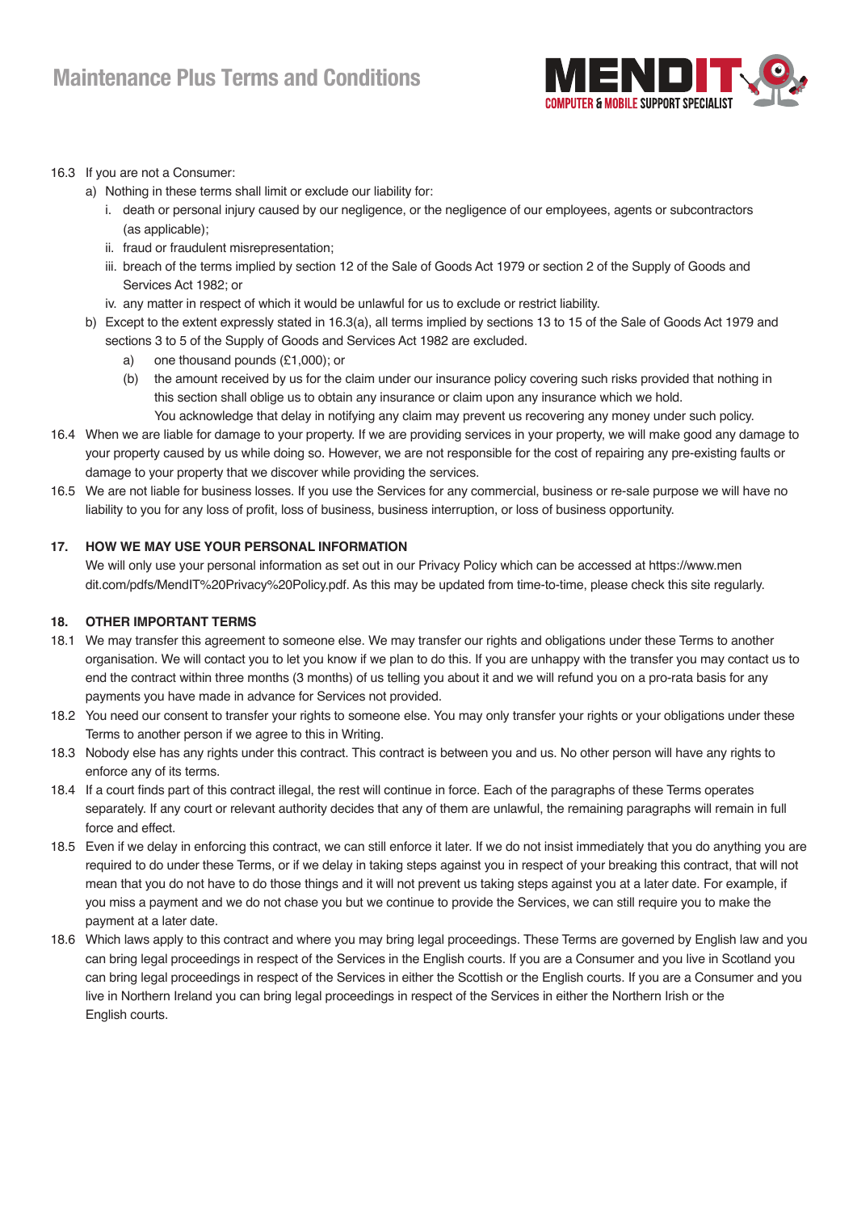16.3 If you are not a Consumer:

a) Nothing in these terms shall limit or exclude our liability for:

   i. death or personal injury caused by our negligence, or the negligence of our employees, agents or subcontractors (as applicable);

   ii. fraud or fraudulent misrepresentation;

   iii. breach of the terms implied by section 12 of the Sale of Goods Act 1979 or section 2 of the Supply of Goods and Services Act 1982; or

   iv. any matter in respect of which it would be unlawful for us to exclude or restrict liability.

b) Except to the extent expressly stated in 16.3(a), all terms implied by sections 13 to 15 of the Sale of Goods Act 1979 and sections 3 to 5 of the Supply of Goods and Services Act 1982 are excluded.

   a) one thousand pounds (£1,000); or

   (b) the amount received by us for the claim under our insurance policy covering such risks provided that nothing in this section shall oblige us to obtain any insurance or claim upon any insurance which we hold.
   You acknowledge that delay in notifying any claim may prevent us recovering any money under such policy.

16.4 When we are liable for damage to your property. If we are providing services in your property, we will make good any damage to your property caused by us while doing so. However, we are not responsible for the cost of repairing any pre-existing faults or damage to your property that we discover while providing the services.

16.5 We are not liable for business losses. If you use the Services for any commercial, business or re-sale purpose we will have no liability to you for any loss of profit, loss of business, business interruption, or loss of business opportunity.

**17. HOW WE MAY USE YOUR PERSONAL INFORMATION**

We will only use your personal information as set out in our Privacy Policy which can be accessed at https://www.mendit.com/pdfs/MendIT%20Privacy%20Policy.pdf. As this may be updated from time-to-time, please check this site regularly.

**18. OTHER IMPORTANT TERMS**

18.1 We may transfer this agreement to someone else. We may transfer our rights and obligations under these Terms to another organisation. We will contact you to let you know if we plan to do this. If you are unhappy with the transfer you may contact us to end the contract within three months (3 months) of us telling you about it and we will refund you on a pro-rata basis for any payments you have made in advance for Services not provided.

18.2 You need our consent to transfer your rights to someone else. You may only transfer your rights or your obligations under these Terms to another person if we agree to this in Writing.

18.3 Nobody else has any rights under this contract. This contract is between you and us. No other person will have any rights to enforce any of its terms.

18.4 If a court finds part of this contract illegal, the rest will continue in force. Each of the paragraphs of these Terms operates separately. If any court or relevant authority decides that any of them are unlawful, the remaining paragraphs will remain in full force and effect.

18.5 Even if we delay in enforcing this contract, we can still enforce it later. If we do not insist immediately that you do anything you are required to do under these Terms, or if we delay in taking steps against you in respect of your breaking this contract, that will not mean that you do not have to do those things and it will not prevent us taking steps against you at a later date. For example, if you miss a payment and we do not chase you but we continue to provide the Services, we can still require you to make the payment at a later date.

18.6 Which laws apply to this contract and where you may bring legal proceedings. These Terms are governed by English law and you can bring legal proceedings in respect of the Services in the English courts. If you are a Consumer and you live in Scotland you can bring legal proceedings in respect of the Services in either the Scottish or the English courts. If you are a Consumer and you live in Northern Ireland you can bring legal proceedings in respect of the Services in either the Northern Irish or the English courts.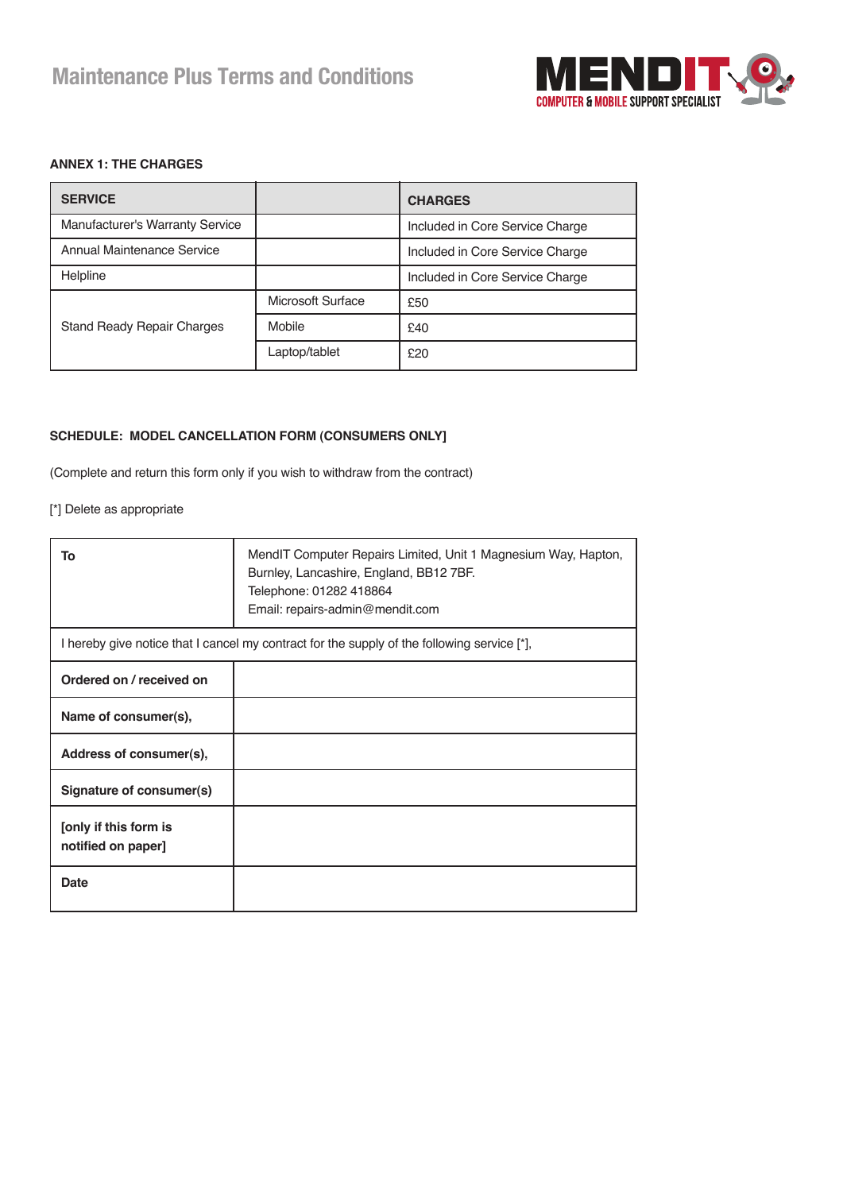## ANNEX 1: THE CHARGES

| SERVICE | | CHARGES |
|---|---|---|
| Manufacturer's Warranty Service | | Included in Core Service Charge |
| Annual Maintenance Service | | Included in Core Service Charge |
| Helpline | | Included in Core Service Charge |
| Stand Ready Repair Charges | Microsoft Surface | £50 |
| | Mobile | £40 |
| | Laptop/tablet | £20 |

## SCHEDULE: MODEL CANCELLATION FORM (CONSUMERS ONLY]

(Complete and return this form only if you wish to withdraw from the contract)

[*] Delete as appropriate

| | |
|---|---|
| **To** | MendIT Computer Repairs Limited, Unit 1 Magnesium Way, Hapton, Burnley, Lancashire, England, BB12 7BF.<br>Telephone: 01282 418864<br>Email: repairs-admin@mendit.com |
| I hereby give notice that I cancel my contract for the supply of the following service [*], | |
| **Ordered on / received on** | |
| **Name of consumer(s),** | |
| **Address of consumer(s),** | |
| **Signature of consumer(s)** | |
| **[only if this form is notified on paper]** | |
| **Date** | |